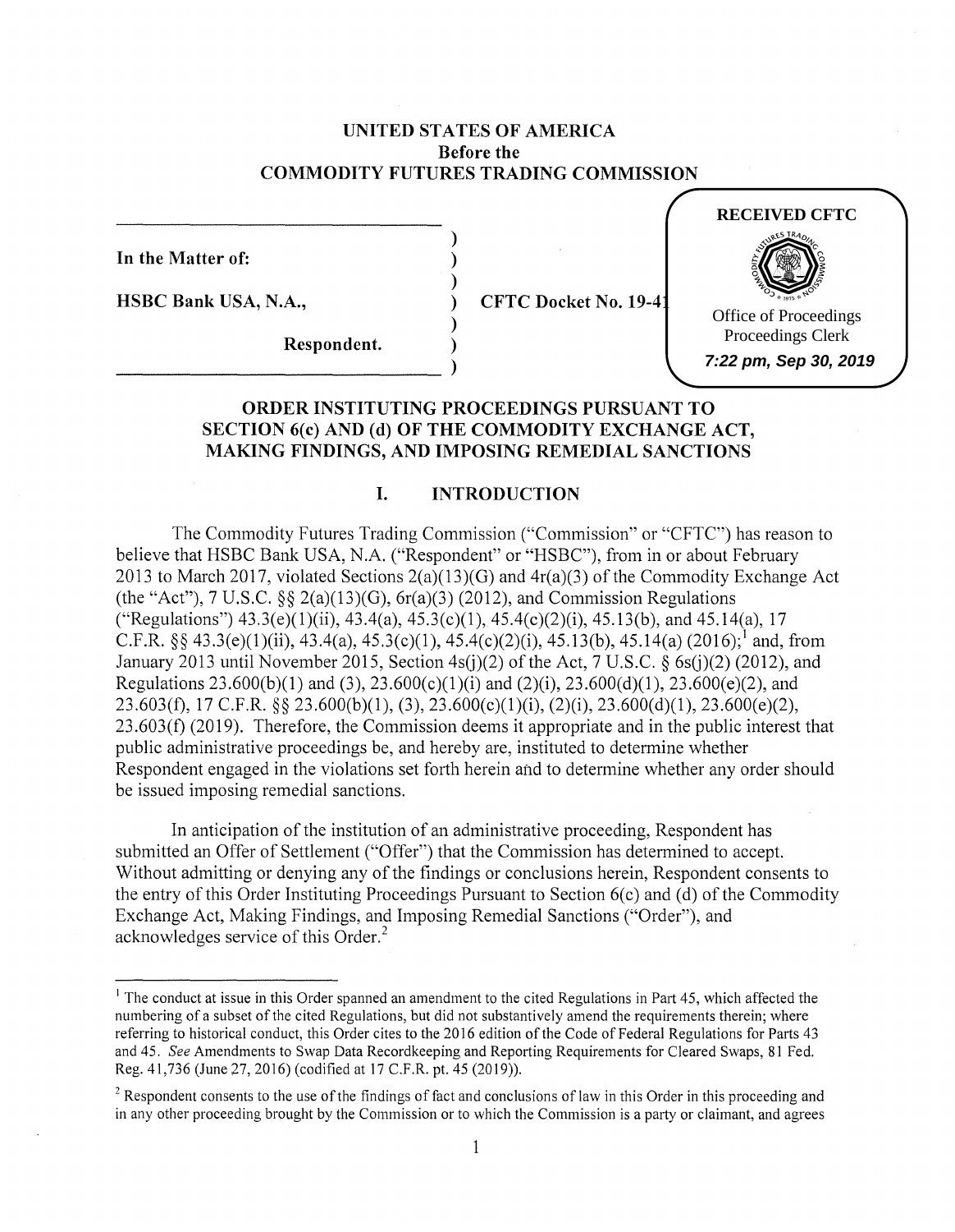UNITED STATES OF AMERICA
Before the
COMMODITY FUTURES TRADING COMMISSION

RECEIVED CFTC

Office of Proceedings
Proceedings Clerk
7:22 pm, Sep 30, 2019

In the Matter of:

HSBC Bank USA, N.A.,

Respondent.

CFTC Docket No. 19-41

## ORDER INSTITUTING PROCEEDINGS PURSUANT TO SECTION 6(c) AND (d) OF THE COMMODITY EXCHANGE ACT, MAKING FINDINGS, AND IMPOSING REMEDIAL SANCTIONS

## I. INTRODUCTION

The Commodity Futures Trading Commission ("Commission" or "CFTC") has reason to believe that HSBC Bank USA, N.A. ("Respondent" or "HSBC"), from in or about February 2013 to March 2017, violated Sections 2(a)(13)(G) and 4r(a)(3) of the Commodity Exchange Act (the "Act"), 7 U.S.C. §§ 2(a)(13)(G), 6r(a)(3) (2012), and Commission Regulations ("Regulations") 43.3(e)(1)(ii), 43.4(a), 45.3(c)(1), 45.4(c)(2)(i), 45.13(b), and 45.14(a), 17 C.F.R. §§ 43.3(e)(1)(ii), 43.4(a), 45.3(c)(1), 45.4(c)(2)(i), 45.13(b), 45.14(a) (2016);[1] and, from January 2013 until November 2015, Section 4s(j)(2) of the Act, 7 U.S.C. § 6s(j)(2) (2012), and Regulations 23.600(b)(1) and (3), 23.600(c)(1)(i) and (2)(i), 23.600(d)(1), 23.600(e)(2), and 23.603(f), 17 C.F.R. §§ 23.600(b)(1), (3), 23.600(c)(1)(i), (2)(i), 23.600(d)(1), 23.600(e)(2), 23.603(f) (2019). Therefore, the Commission deems it appropriate and in the public interest that public administrative proceedings be, and hereby are, instituted to determine whether Respondent engaged in the violations set forth herein and to determine whether any order should be issued imposing remedial sanctions.

In anticipation of the institution of an administrative proceeding, Respondent has submitted an Offer of Settlement ("Offer") that the Commission has determined to accept. Without admitting or denying any of the findings or conclusions herein, Respondent consents to the entry of this Order Instituting Proceedings Pursuant to Section 6(c) and (d) of the Commodity Exchange Act, Making Findings, and Imposing Remedial Sanctions ("Order"), and acknowledges service of this Order.[2]

---

[1] The conduct at issue in this Order spanned an amendment to the cited Regulations in Part 45, which affected the numbering of a subset of the cited Regulations, but did not substantively amend the requirements therein; where referring to historical conduct, this Order cites to the 2016 edition of the Code of Federal Regulations for Parts 43 and 45. *See* Amendments to Swap Data Recordkeeping and Reporting Requirements for Cleared Swaps, 81 Fed. Reg. 41,736 (June 27, 2016) (codified at 17 C.F.R. pt. 45 (2019)).

[2] Respondent consents to the use of the findings of fact and conclusions of law in this Order in this proceeding and in any other proceeding brought by the Commission or to which the Commission is a party or claimant, and agrees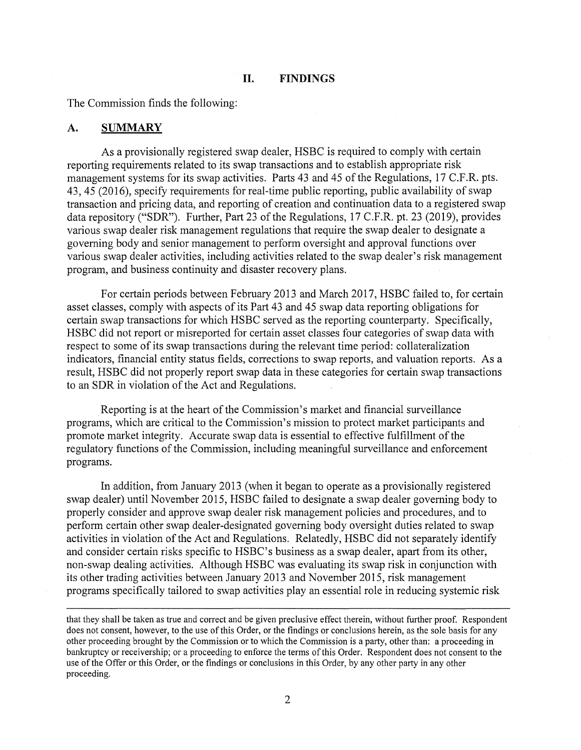## II. FINDINGS

The Commission finds the following:

### A. SUMMARY

As a provisionally registered swap dealer, HSBC is required to comply with certain reporting requirements related to its swap transactions and to establish appropriate risk management systems for its swap activities. Parts 43 and 45 of the Regulations, 17 C.F.R. pts. 43, 45 (2016), specify requirements for real-time public reporting, public availability of swap transaction and pricing data, and reporting of creation and continuation data to a registered swap data repository ("SDR"). Further, Part 23 of the Regulations, 17 C.F.R. pt. 23 (2019), provides various swap dealer risk management regulations that require the swap dealer to designate a governing body and senior management to perform oversight and approval functions over various swap dealer activities, including activities related to the swap dealer's risk management program, and business continuity and disaster recovery plans.

For certain periods between February 2013 and March 2017, HSBC failed to, for certain asset classes, comply with aspects of its Part 43 and 45 swap data reporting obligations for certain swap transactions for which HSBC served as the reporting counterparty. Specifically, HSBC did not report or misreported for certain asset classes four categories of swap data with respect to some of its swap transactions during the relevant time period: collateralization indicators, financial entity status fields, corrections to swap reports, and valuation reports. As a result, HSBC did not properly report swap data in these categories for certain swap transactions to an SDR in violation of the Act and Regulations.

Reporting is at the heart of the Commission's market and financial surveillance programs, which are critical to the Commission's mission to protect market participants and promote market integrity. Accurate swap data is essential to effective fulfillment of the regulatory functions of the Commission, including meaningful surveillance and enforcement programs.

In addition, from January 2013 (when it began to operate as a provisionally registered swap dealer) until November 2015, HSBC failed to designate a swap dealer governing body to properly consider and approve swap dealer risk management policies and procedures, and to perform certain other swap dealer-designated governing body oversight duties related to swap activities in violation of the Act and Regulations. Relatedly, HSBC did not separately identify and consider certain risks specific to HSBC's business as a swap dealer, apart from its other, non-swap dealing activities. Although HSBC was evaluating its swap risk in conjunction with its other trading activities between January 2013 and November 2015, risk management programs specifically tailored to swap activities play an essential role in reducing systemic risk

---

that they shall be taken as true and correct and be given preclusive effect therein, without further proof. Respondent does not consent, however, to the use of this Order, or the findings or conclusions herein, as the sole basis for any other proceeding brought by the Commission or to which the Commission is a party, other than: a proceeding in bankruptcy or receivership; or a proceeding to enforce the terms of this Order. Respondent does not consent to the use of the Offer or this Order, or the findings or conclusions in this Order, by any other party in any other proceeding.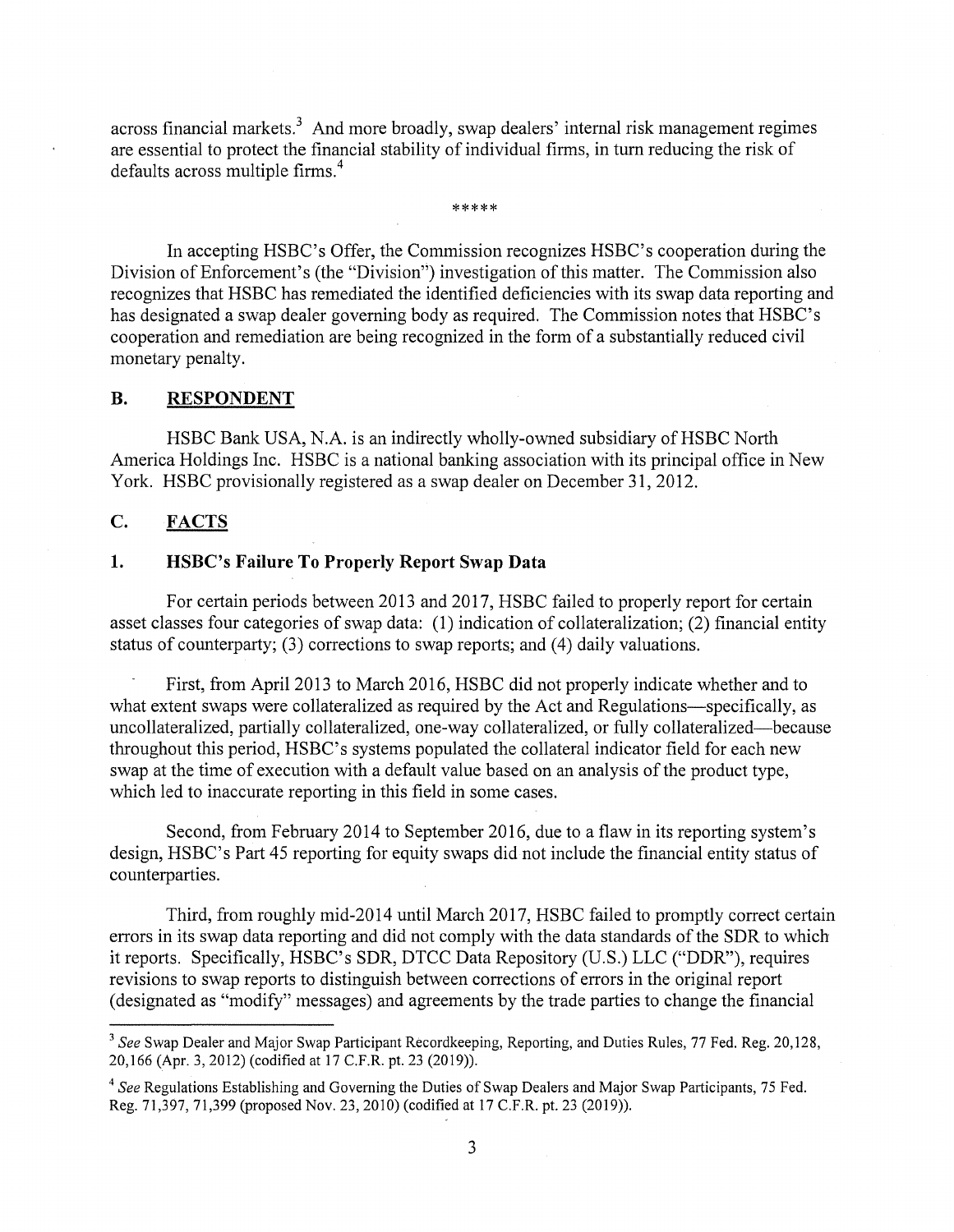across financial markets.[3] And more broadly, swap dealers' internal risk management regimes are essential to protect the financial stability of individual firms, in turn reducing the risk of defaults across multiple firms.[4]

*****

In accepting HSBC's Offer, the Commission recognizes HSBC's cooperation during the Division of Enforcement's (the "Division") investigation of this matter. The Commission also recognizes that HSBC has remediated the identified deficiencies with its swap data reporting and has designated a swap dealer governing body as required. The Commission notes that HSBC's cooperation and remediation are being recognized in the form of a substantially reduced civil monetary penalty.

## B. RESPONDENT

HSBC Bank USA, N.A. is an indirectly wholly-owned subsidiary of HSBC North America Holdings Inc. HSBC is a national banking association with its principal office in New York. HSBC provisionally registered as a swap dealer on December 31, 2012.

## C. FACTS

### 1. HSBC's Failure To Properly Report Swap Data

For certain periods between 2013 and 2017, HSBC failed to properly report for certain asset classes four categories of swap data: (1) indication of collateralization; (2) financial entity status of counterparty; (3) corrections to swap reports; and (4) daily valuations.

First, from April 2013 to March 2016, HSBC did not properly indicate whether and to what extent swaps were collateralized as required by the Act and Regulations—specifically, as uncollateralized, partially collateralized, one-way collateralized, or fully collateralized—because throughout this period, HSBC's systems populated the collateral indicator field for each new swap at the time of execution with a default value based on an analysis of the product type, which led to inaccurate reporting in this field in some cases.

Second, from February 2014 to September 2016, due to a flaw in its reporting system's design, HSBC's Part 45 reporting for equity swaps did not include the financial entity status of counterparties.

Third, from roughly mid-2014 until March 2017, HSBC failed to promptly correct certain errors in its swap data reporting and did not comply with the data standards of the SDR to which it reports. Specifically, HSBC's SDR, DTCC Data Repository (U.S.) LLC ("DDR"), requires revisions to swap reports to distinguish between corrections of errors in the original report (designated as "modify" messages) and agreements by the trade parties to change the financial

---

[3] *See* Swap Dealer and Major Swap Participant Recordkeeping, Reporting, and Duties Rules, 77 Fed. Reg. 20,128, 20,166 (Apr. 3, 2012) (codified at 17 C.F.R. pt. 23 (2019)).

[4] *See* Regulations Establishing and Governing the Duties of Swap Dealers and Major Swap Participants, 75 Fed. Reg. 71,397, 71,399 (proposed Nov. 23, 2010) (codified at 17 C.F.R. pt. 23 (2019)).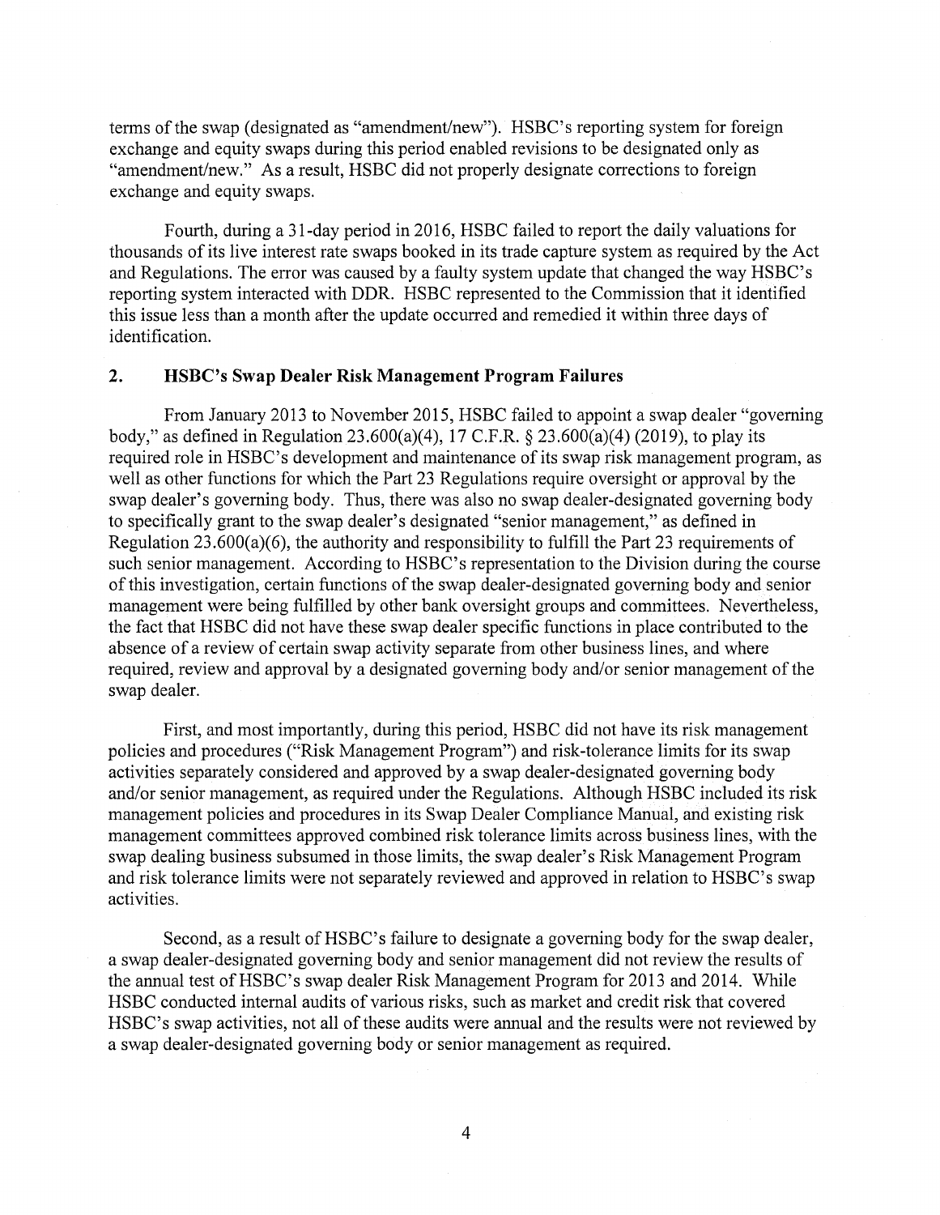terms of the swap (designated as "amendment/new"). HSBC's reporting system for foreign exchange and equity swaps during this period enabled revisions to be designated only as "amendment/new." As a result, HSBC did not properly designate corrections to foreign exchange and equity swaps.

Fourth, during a 31-day period in 2016, HSBC failed to report the daily valuations for thousands of its live interest rate swaps booked in its trade capture system as required by the Act and Regulations. The error was caused by a faulty system update that changed the way HSBC's reporting system interacted with DDR. HSBC represented to the Commission that it identified this issue less than a month after the update occurred and remedied it within three days of identification.

## 2. HSBC's Swap Dealer Risk Management Program Failures

From January 2013 to November 2015, HSBC failed to appoint a swap dealer "governing body," as defined in Regulation 23.600(a)(4), 17 C.F.R. § 23.600(a)(4) (2019), to play its required role in HSBC's development and maintenance of its swap risk management program, as well as other functions for which the Part 23 Regulations require oversight or approval by the swap dealer's governing body. Thus, there was also no swap dealer-designated governing body to specifically grant to the swap dealer's designated "senior management," as defined in Regulation 23.600(a)(6), the authority and responsibility to fulfill the Part 23 requirements of such senior management. According to HSBC's representation to the Division during the course of this investigation, certain functions of the swap dealer-designated governing body and senior management were being fulfilled by other bank oversight groups and committees. Nevertheless, the fact that HSBC did not have these swap dealer specific functions in place contributed to the absence of a review of certain swap activity separate from other business lines, and where required, review and approval by a designated governing body and/or senior management of the swap dealer.

First, and most importantly, during this period, HSBC did not have its risk management policies and procedures ("Risk Management Program") and risk-tolerance limits for its swap activities separately considered and approved by a swap dealer-designated governing body and/or senior management, as required under the Regulations. Although HSBC included its risk management policies and procedures in its Swap Dealer Compliance Manual, and existing risk management committees approved combined risk tolerance limits across business lines, with the swap dealing business subsumed in those limits, the swap dealer's Risk Management Program and risk tolerance limits were not separately reviewed and approved in relation to HSBC's swap activities.

Second, as a result of HSBC's failure to designate a governing body for the swap dealer, a swap dealer-designated governing body and senior management did not review the results of the annual test of HSBC's swap dealer Risk Management Program for 2013 and 2014. While HSBC conducted internal audits of various risks, such as market and credit risk that covered HSBC's swap activities, not all of these audits were annual and the results were not reviewed by a swap dealer-designated governing body or senior management as required.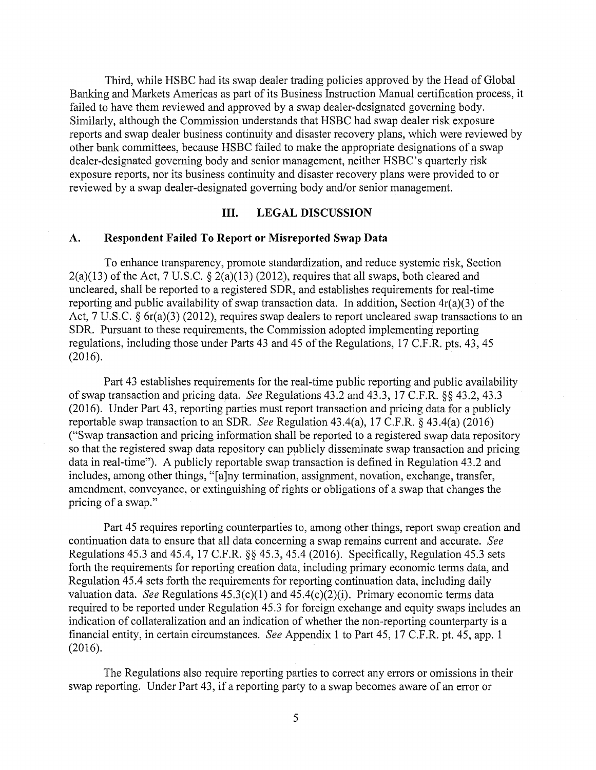Third, while HSBC had its swap dealer trading policies approved by the Head of Global Banking and Markets Americas as part of its Business Instruction Manual certification process, it failed to have them reviewed and approved by a swap dealer-designated governing body. Similarly, although the Commission understands that HSBC had swap dealer risk exposure reports and swap dealer business continuity and disaster recovery plans, which were reviewed by other bank committees, because HSBC failed to make the appropriate designations of a swap dealer-designated governing body and senior management, neither HSBC's quarterly risk exposure reports, nor its business continuity and disaster recovery plans were provided to or reviewed by a swap dealer-designated governing body and/or senior management.

## III. LEGAL DISCUSSION

### A. Respondent Failed To Report or Misreported Swap Data

To enhance transparency, promote standardization, and reduce systemic risk, Section 2(a)(13) of the Act, 7 U.S.C. § 2(a)(13) (2012), requires that all swaps, both cleared and uncleared, shall be reported to a registered SDR, and establishes requirements for real-time reporting and public availability of swap transaction data. In addition, Section 4r(a)(3) of the Act, 7 U.S.C. § 6r(a)(3) (2012), requires swap dealers to report uncleared swap transactions to an SDR. Pursuant to these requirements, the Commission adopted implementing reporting regulations, including those under Parts 43 and 45 of the Regulations, 17 C.F.R. pts. 43, 45 (2016).

Part 43 establishes requirements for the real-time public reporting and public availability of swap transaction and pricing data. *See* Regulations 43.2 and 43.3, 17 C.F.R. §§ 43.2, 43.3 (2016). Under Part 43, reporting parties must report transaction and pricing data for a publicly reportable swap transaction to an SDR. *See* Regulation 43.4(a), 17 C.F.R. § 43.4(a) (2016) ("Swap transaction and pricing information shall be reported to a registered swap data repository so that the registered swap data repository can publicly disseminate swap transaction and pricing data in real-time"). A publicly reportable swap transaction is defined in Regulation 43.2 and includes, among other things, "[a]ny termination, assignment, novation, exchange, transfer, amendment, conveyance, or extinguishing of rights or obligations of a swap that changes the pricing of a swap."

Part 45 requires reporting counterparties to, among other things, report swap creation and continuation data to ensure that all data concerning a swap remains current and accurate. *See* Regulations 45.3 and 45.4, 17 C.F.R. §§ 45.3, 45.4 (2016). Specifically, Regulation 45.3 sets forth the requirements for reporting creation data, including primary economic terms data, and Regulation 45.4 sets forth the requirements for reporting continuation data, including daily valuation data. *See* Regulations 45.3(c)(1) and 45.4(c)(2)(i). Primary economic terms data required to be reported under Regulation 45.3 for foreign exchange and equity swaps includes an indication of collateralization and an indication of whether the non-reporting counterparty is a financial entity, in certain circumstances. *See* Appendix 1 to Part 45, 17 C.F.R. pt. 45, app. 1 (2016).

The Regulations also require reporting parties to correct any errors or omissions in their swap reporting. Under Part 43, if a reporting party to a swap becomes aware of an error or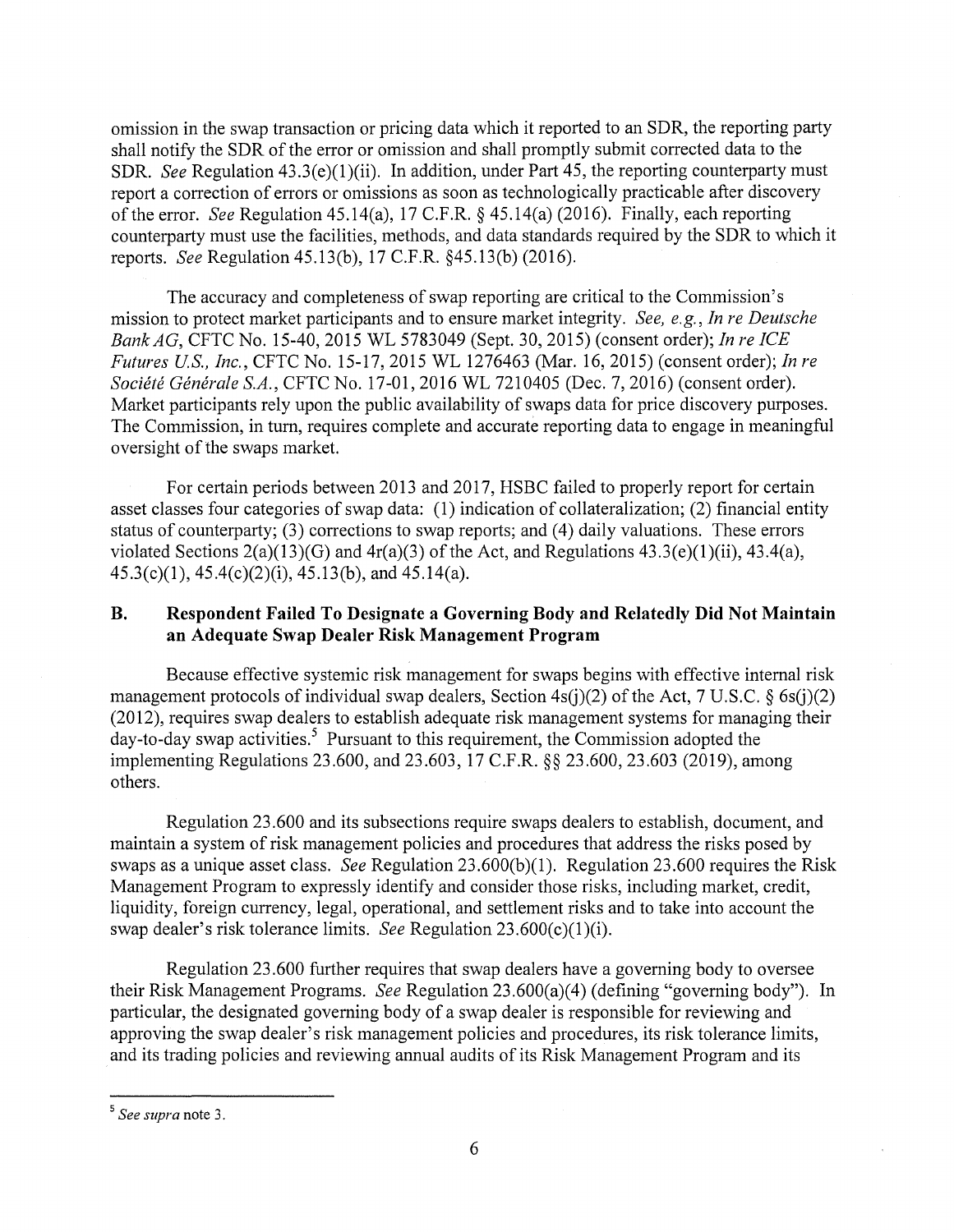omission in the swap transaction or pricing data which it reported to an SDR, the reporting party shall notify the SDR of the error or omission and shall promptly submit corrected data to the SDR. *See* Regulation 43.3(e)(1)(ii). In addition, under Part 45, the reporting counterparty must report a correction of errors or omissions as soon as technologically practicable after discovery of the error. *See* Regulation 45.14(a), 17 C.F.R. § 45.14(a) (2016). Finally, each reporting counterparty must use the facilities, methods, and data standards required by the SDR to which it reports. *See* Regulation 45.13(b), 17 C.F.R. §45.13(b) (2016).

The accuracy and completeness of swap reporting are critical to the Commission's mission to protect market participants and to ensure market integrity. *See, e.g.*, *In re Deutsche Bank AG*, CFTC No. 15-40, 2015 WL 5783049 (Sept. 30, 2015) (consent order); *In re ICE Futures U.S., Inc.*, CFTC No. 15-17, 2015 WL 1276463 (Mar. 16, 2015) (consent order); *In re Société Générale S.A.*, CFTC No. 17-01, 2016 WL 7210405 (Dec. 7, 2016) (consent order). Market participants rely upon the public availability of swaps data for price discovery purposes. The Commission, in turn, requires complete and accurate reporting data to engage in meaningful oversight of the swaps market.

For certain periods between 2013 and 2017, HSBC failed to properly report for certain asset classes four categories of swap data: (1) indication of collateralization; (2) financial entity status of counterparty; (3) corrections to swap reports; and (4) daily valuations. These errors violated Sections 2(a)(13)(G) and 4r(a)(3) of the Act, and Regulations 43.3(e)(1)(ii), 43.4(a), 45.3(c)(1), 45.4(c)(2)(i), 45.13(b), and 45.14(a).

## B. Respondent Failed To Designate a Governing Body and Relatedly Did Not Maintain an Adequate Swap Dealer Risk Management Program

Because effective systemic risk management for swaps begins with effective internal risk management protocols of individual swap dealers, Section 4s(j)(2) of the Act, 7 U.S.C. § 6s(j)(2) (2012), requires swap dealers to establish adequate risk management systems for managing their day-to-day swap activities.[5] Pursuant to this requirement, the Commission adopted the implementing Regulations 23.600, and 23.603, 17 C.F.R. §§ 23.600, 23.603 (2019), among others.

Regulation 23.600 and its subsections require swaps dealers to establish, document, and maintain a system of risk management policies and procedures that address the risks posed by swaps as a unique asset class. *See* Regulation 23.600(b)(1). Regulation 23.600 requires the Risk Management Program to expressly identify and consider those risks, including market, credit, liquidity, foreign currency, legal, operational, and settlement risks and to take into account the swap dealer's risk tolerance limits. *See* Regulation 23.600(c)(1)(i).

Regulation 23.600 further requires that swap dealers have a governing body to oversee their Risk Management Programs. *See* Regulation 23.600(a)(4) (defining "governing body"). In particular, the designated governing body of a swap dealer is responsible for reviewing and approving the swap dealer's risk management policies and procedures, its risk tolerance limits, and its trading policies and reviewing annual audits of its Risk Management Program and its

[5] *See supra* note 3.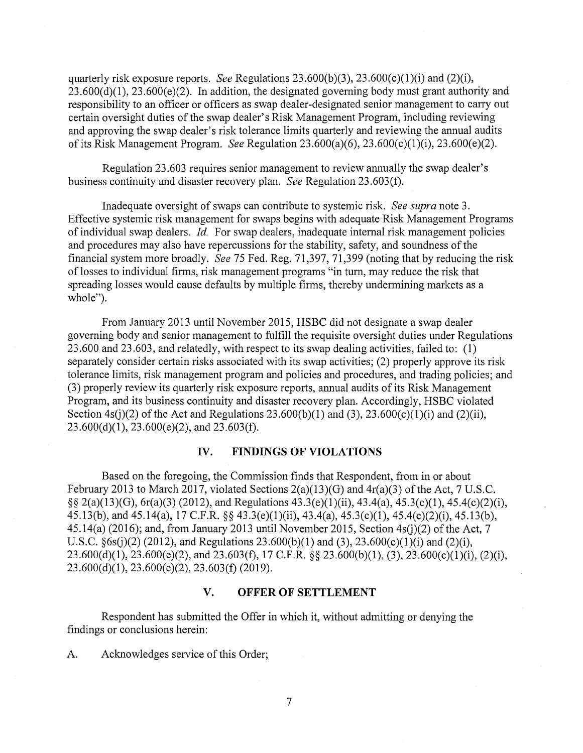quarterly risk exposure reports. *See* Regulations 23.600(b)(3), 23.600(c)(1)(i) and (2)(i), 23.600(d)(1), 23.600(e)(2). In addition, the designated governing body must grant authority and responsibility to an officer or officers as swap dealer-designated senior management to carry out certain oversight duties of the swap dealer's Risk Management Program, including reviewing and approving the swap dealer's risk tolerance limits quarterly and reviewing the annual audits of its Risk Management Program. *See* Regulation 23.600(a)(6), 23.600(c)(1)(i), 23.600(e)(2).

Regulation 23.603 requires senior management to review annually the swap dealer's business continuity and disaster recovery plan. *See* Regulation 23.603(f).

Inadequate oversight of swaps can contribute to systemic risk. *See supra* note 3. Effective systemic risk management for swaps begins with adequate Risk Management Programs of individual swap dealers. *Id.* For swap dealers, inadequate internal risk management policies and procedures may also have repercussions for the stability, safety, and soundness of the financial system more broadly. *See* 75 Fed. Reg. 71,397, 71,399 (noting that by reducing the risk of losses to individual firms, risk management programs "in turn, may reduce the risk that spreading losses would cause defaults by multiple firms, thereby undermining markets as a whole").

From January 2013 until November 2015, HSBC did not designate a swap dealer governing body and senior management to fulfill the requisite oversight duties under Regulations 23.600 and 23.603, and relatedly, with respect to its swap dealing activities, failed to: (1) separately consider certain risks associated with its swap activities; (2) properly approve its risk tolerance limits, risk management program and policies and procedures, and trading policies; and (3) properly review its quarterly risk exposure reports, annual audits of its Risk Management Program, and its business continuity and disaster recovery plan. Accordingly, HSBC violated Section 4s(j)(2) of the Act and Regulations 23.600(b)(1) and (3), 23.600(c)(1)(i) and (2)(ii), 23.600(d)(1), 23.600(e)(2), and 23.603(f).

## IV. FINDINGS OF VIOLATIONS

Based on the foregoing, the Commission finds that Respondent, from in or about February 2013 to March 2017, violated Sections 2(a)(13)(G) and 4r(a)(3) of the Act, 7 U.S.C. §§ 2(a)(13)(G), 6r(a)(3) (2012), and Regulations 43.3(e)(1)(ii), 43.4(a), 45.3(c)(1), 45.4(c)(2)(i), 45.13(b), and 45.14(a), 17 C.F.R. §§ 43.3(e)(1)(ii), 43.4(a), 45.3(c)(1), 45.4(c)(2)(i), 45.13(b), 45.14(a) (2016); and, from January 2013 until November 2015, Section 4s(j)(2) of the Act, 7 U.S.C. §6s(j)(2) (2012), and Regulations 23.600(b)(1) and (3), 23.600(c)(1)(i) and (2)(i), 23.600(d)(1), 23.600(e)(2), and 23.603(f), 17 C.F.R. §§ 23.600(b)(1), (3), 23.600(c)(1)(i), (2)(i), 23.600(d)(1), 23.600(e)(2), 23.603(f) (2019).

## V. OFFER OF SETTLEMENT

Respondent has submitted the Offer in which it, without admitting or denying the findings or conclusions herein:

A. Acknowledges service of this Order;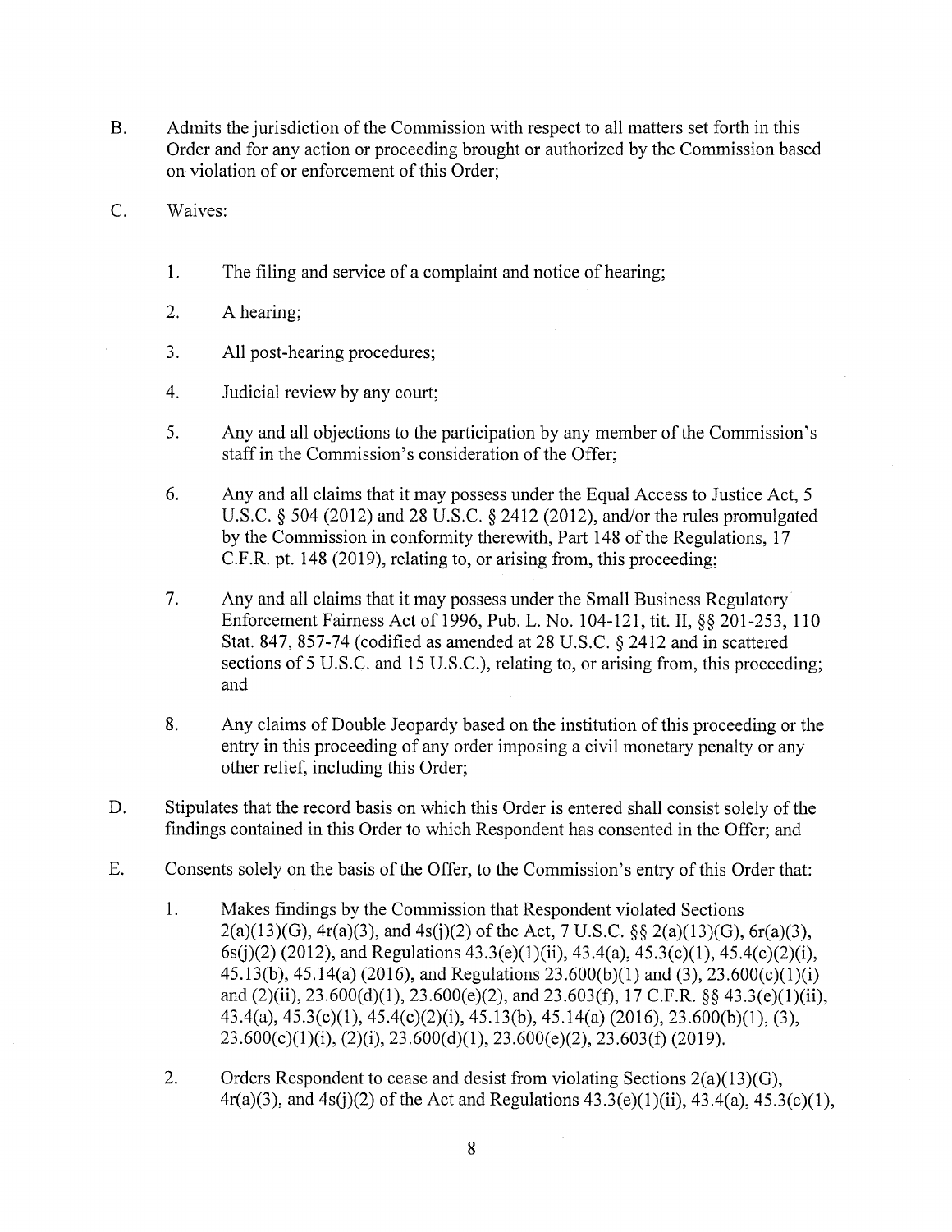B. Admits the jurisdiction of the Commission with respect to all matters set forth in this Order and for any action or proceeding brought or authorized by the Commission based on violation of or enforcement of this Order;

C. Waives:

   1. The filing and service of a complaint and notice of hearing;

   2. A hearing;

   3. All post-hearing procedures;

   4. Judicial review by any court;

   5. Any and all objections to the participation by any member of the Commission's staff in the Commission's consideration of the Offer;

   6. Any and all claims that it may possess under the Equal Access to Justice Act, 5 U.S.C. § 504 (2012) and 28 U.S.C. § 2412 (2012), and/or the rules promulgated by the Commission in conformity therewith, Part 148 of the Regulations, 17 C.F.R. pt. 148 (2019), relating to, or arising from, this proceeding;

   7. Any and all claims that it may possess under the Small Business Regulatory Enforcement Fairness Act of 1996, Pub. L. No. 104-121, tit. II, §§ 201-253, 110 Stat. 847, 857-74 (codified as amended at 28 U.S.C. § 2412 and in scattered sections of 5 U.S.C. and 15 U.S.C.), relating to, or arising from, this proceeding; and

   8. Any claims of Double Jeopardy based on the institution of this proceeding or the entry in this proceeding of any order imposing a civil monetary penalty or any other relief, including this Order;

D. Stipulates that the record basis on which this Order is entered shall consist solely of the findings contained in this Order to which Respondent has consented in the Offer; and

E. Consents solely on the basis of the Offer, to the Commission's entry of this Order that:

   1. Makes findings by the Commission that Respondent violated Sections 2(a)(13)(G), 4r(a)(3), and 4s(j)(2) of the Act, 7 U.S.C. §§ 2(a)(13)(G), 6r(a)(3), 6s(j)(2) (2012), and Regulations 43.3(e)(1)(ii), 43.4(a), 45.3(c)(1), 45.4(c)(2)(i), 45.13(b), 45.14(a) (2016), and Regulations 23.600(b)(1) and (3), 23.600(c)(1)(i) and (2)(ii), 23.600(d)(1), 23.600(e)(2), and 23.603(f), 17 C.F.R. §§ 43.3(e)(1)(ii), 43.4(a), 45.3(c)(1), 45.4(c)(2)(i), 45.13(b), 45.14(a) (2016), 23.600(b)(1), (3), 23.600(c)(1)(i), (2)(i), 23.600(d)(1), 23.600(e)(2), 23.603(f) (2019).

   2. Orders Respondent to cease and desist from violating Sections 2(a)(13)(G), 4r(a)(3), and 4s(j)(2) of the Act and Regulations 43.3(e)(1)(ii), 43.4(a), 45.3(c)(1),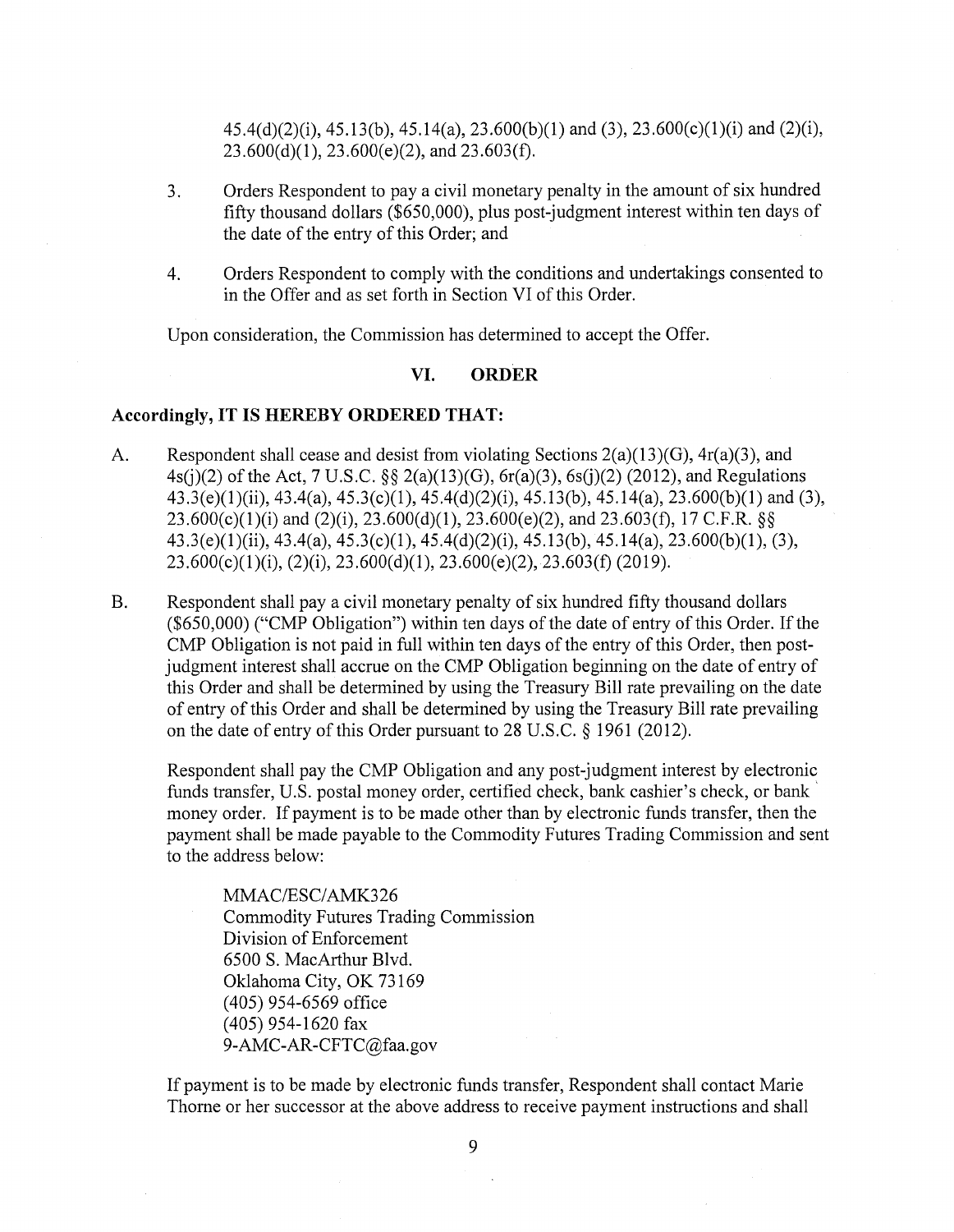45.4(d)(2)(i), 45.13(b), 45.14(a), 23.600(b)(1) and (3), 23.600(c)(1)(i) and (2)(i), 23.600(d)(1), 23.600(e)(2), and 23.603(f).

3. Orders Respondent to pay a civil monetary penalty in the amount of six hundred fifty thousand dollars ($650,000), plus post-judgment interest within ten days of the date of the entry of this Order; and

4. Orders Respondent to comply with the conditions and undertakings consented to in the Offer and as set forth in Section VI of this Order.

Upon consideration, the Commission has determined to accept the Offer.

## VI. ORDER

**Accordingly, IT IS HEREBY ORDERED THAT:**

A. Respondent shall cease and desist from violating Sections 2(a)(13)(G), 4r(a)(3), and 4s(j)(2) of the Act, 7 U.S.C. §§ 2(a)(13)(G), 6r(a)(3), 6s(j)(2) (2012), and Regulations 43.3(e)(1)(ii), 43.4(a), 45.3(c)(1), 45.4(d)(2)(i), 45.13(b), 45.14(a), 23.600(b)(1) and (3), 23.600(c)(1)(i) and (2)(i), 23.600(d)(1), 23.600(e)(2), and 23.603(f), 17 C.F.R. §§ 43.3(e)(1)(ii), 43.4(a), 45.3(c)(1), 45.4(d)(2)(i), 45.13(b), 45.14(a), 23.600(b)(1), (3), 23.600(c)(1)(i), (2)(i), 23.600(d)(1), 23.600(e)(2), 23.603(f) (2019).

B. Respondent shall pay a civil monetary penalty of six hundred fifty thousand dollars ($650,000) ("CMP Obligation") within ten days of the date of entry of this Order. If the CMP Obligation is not paid in full within ten days of the entry of this Order, then post-judgment interest shall accrue on the CMP Obligation beginning on the date of entry of this Order and shall be determined by using the Treasury Bill rate prevailing on the date of entry of this Order and shall be determined by using the Treasury Bill rate prevailing on the date of entry of this Order pursuant to 28 U.S.C. § 1961 (2012).

Respondent shall pay the CMP Obligation and any post-judgment interest by electronic funds transfer, U.S. postal money order, certified check, bank cashier's check, or bank money order. If payment is to be made other than by electronic funds transfer, then the payment shall be made payable to the Commodity Futures Trading Commission and sent to the address below:

MMAC/ESC/AMK326
Commodity Futures Trading Commission
Division of Enforcement
6500 S. MacArthur Blvd.
Oklahoma City, OK 73169
(405) 954-6569 office
(405) 954-1620 fax
9-AMC-AR-CFTC@faa.gov

If payment is to be made by electronic funds transfer, Respondent shall contact Marie Thorne or her successor at the above address to receive payment instructions and shall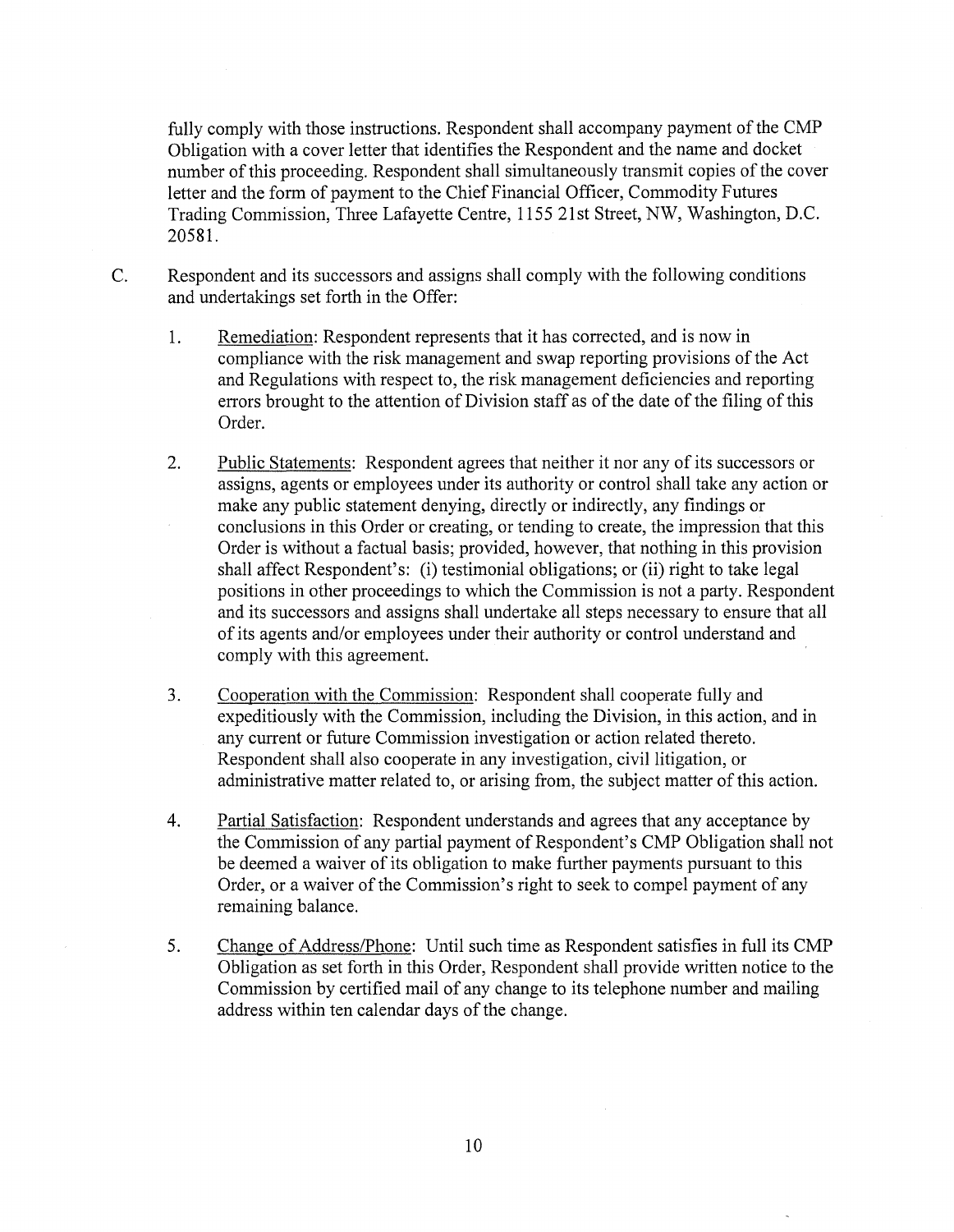fully comply with those instructions. Respondent shall accompany payment of the CMP Obligation with a cover letter that identifies the Respondent and the name and docket number of this proceeding. Respondent shall simultaneously transmit copies of the cover letter and the form of payment to the Chief Financial Officer, Commodity Futures Trading Commission, Three Lafayette Centre, 1155 21st Street, NW, Washington, D.C. 20581.

C. Respondent and its successors and assigns shall comply with the following conditions and undertakings set forth in the Offer:

1. Remediation: Respondent represents that it has corrected, and is now in compliance with the risk management and swap reporting provisions of the Act and Regulations with respect to, the risk management deficiencies and reporting errors brought to the attention of Division staff as of the date of the filing of this Order.

2. Public Statements: Respondent agrees that neither it nor any of its successors or assigns, agents or employees under its authority or control shall take any action or make any public statement denying, directly or indirectly, any findings or conclusions in this Order or creating, or tending to create, the impression that this Order is without a factual basis; provided, however, that nothing in this provision shall affect Respondent's: (i) testimonial obligations; or (ii) right to take legal positions in other proceedings to which the Commission is not a party. Respondent and its successors and assigns shall undertake all steps necessary to ensure that all of its agents and/or employees under their authority or control understand and comply with this agreement.

3. Cooperation with the Commission: Respondent shall cooperate fully and expeditiously with the Commission, including the Division, in this action, and in any current or future Commission investigation or action related thereto. Respondent shall also cooperate in any investigation, civil litigation, or administrative matter related to, or arising from, the subject matter of this action.

4. Partial Satisfaction: Respondent understands and agrees that any acceptance by the Commission of any partial payment of Respondent's CMP Obligation shall not be deemed a waiver of its obligation to make further payments pursuant to this Order, or a waiver of the Commission's right to seek to compel payment of any remaining balance.

5. Change of Address/Phone: Until such time as Respondent satisfies in full its CMP Obligation as set forth in this Order, Respondent shall provide written notice to the Commission by certified mail of any change to its telephone number and mailing address within ten calendar days of the change.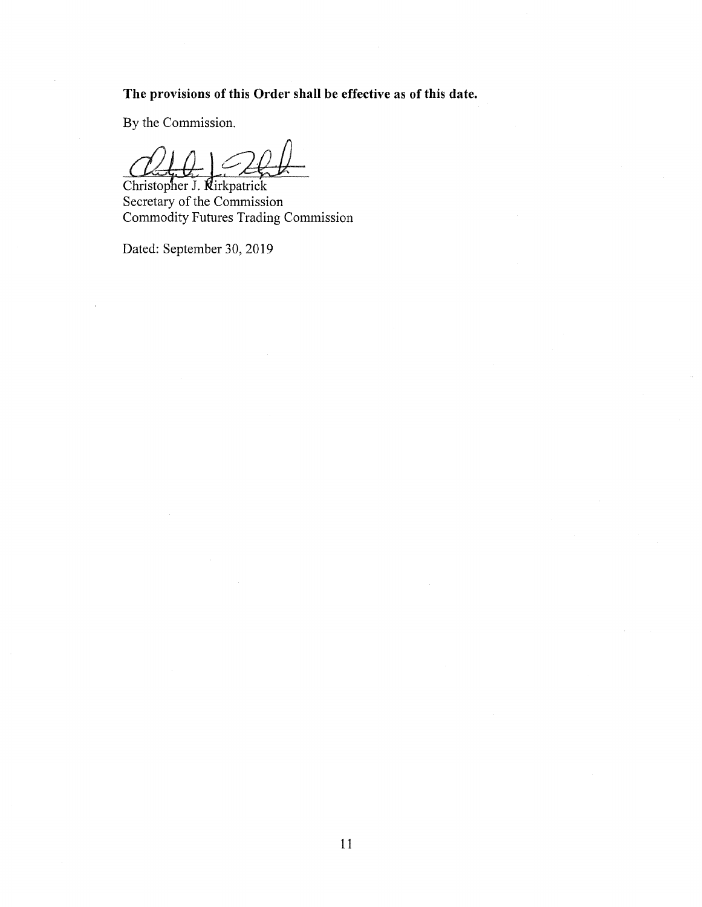**The provisions of this Order shall be effective as of this date.**

By the Commission.

Christopher J. Kirkpatrick
Secretary of the Commission
Commodity Futures Trading Commission

Dated: September 30, 2019